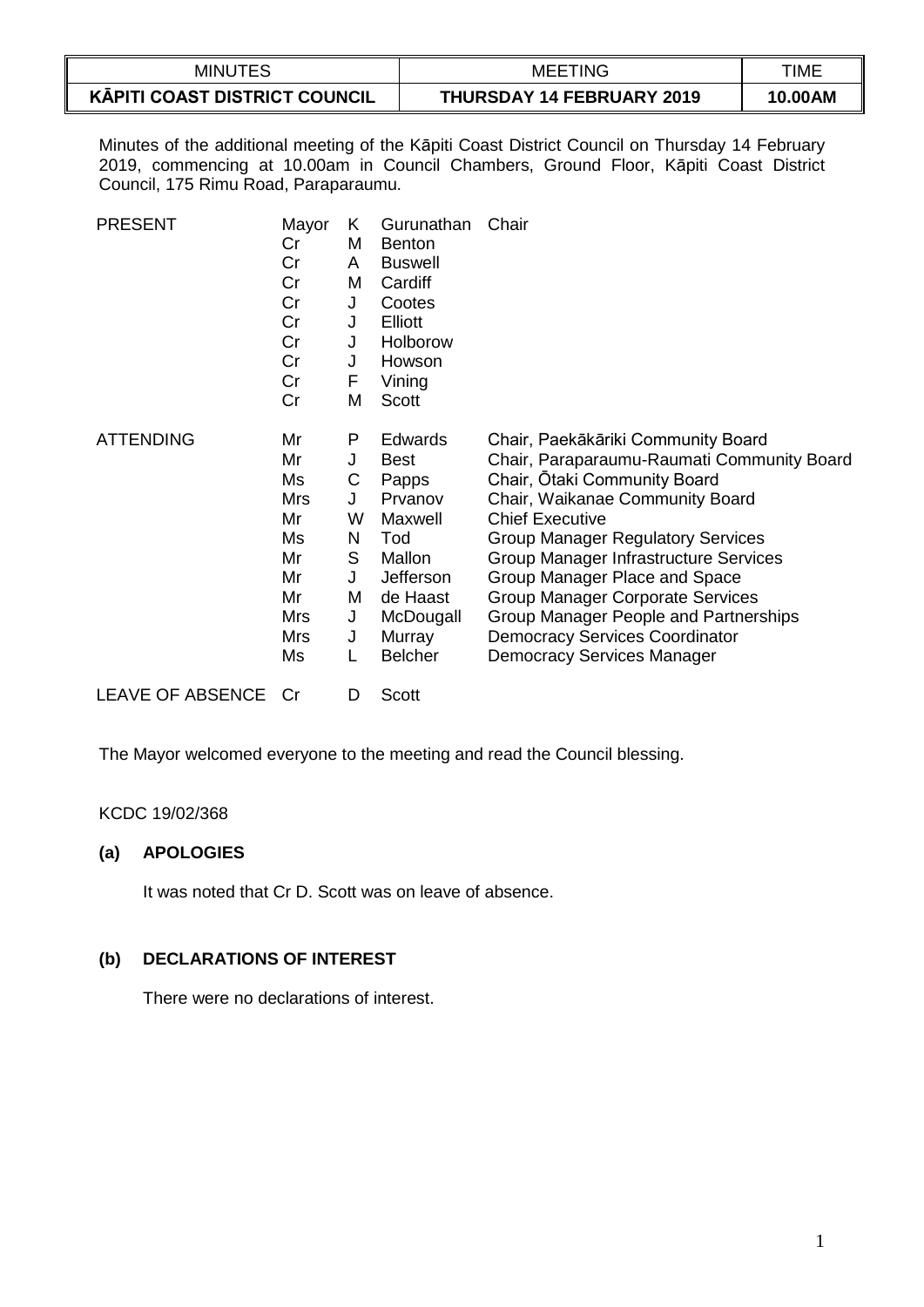| MINUTES | MEETING | TIME |
|---|---|---|
| **KĀPITI COAST DISTRICT COUNCIL** | **THURSDAY 14 FEBRUARY 2019** | **10.00AM** |

Minutes of the additional meeting of the Kāpiti Coast District Council on Thursday 14 February 2019, commencing at 10.00am in Council Chambers, Ground Floor, Kāpiti Coast District Council, 175 Rimu Road, Paraparaumu.

| | | | | |
|---|---|---|---|---|
| PRESENT | Mayor | K | Gurunathan | Chair |
| | Cr | M | Benton | |
| | Cr | A | Buswell | |
| | Cr | M | Cardiff | |
| | Cr | J | Cootes | |
| | Cr | J | Elliott | |
| | Cr | J | Holborow | |
| | Cr | J | Howson | |
| | Cr | F | Vining | |
| | Cr | M | Scott | |
| ATTENDING | Mr | P | Edwards | Chair, Paekākāriki Community Board |
| | Mr | J | Best | Chair, Paraparaumu-Raumati Community Board |
| | Ms | C | Papps | Chair, Ōtaki Community Board |
| | Mrs | J | Prvanov | Chair, Waikanae Community Board |
| | Mr | W | Maxwell | Chief Executive |
| | Ms | N | Tod | Group Manager Regulatory Services |
| | Mr | S | Mallon | Group Manager Infrastructure Services |
| | Mr | J | Jefferson | Group Manager Place and Space |
| | Mr | M | de Haast | Group Manager Corporate Services |
| | Mrs | J | McDougall | Group Manager People and Partnerships |
| | Mrs | J | Murray | Democracy Services Coordinator |
| | Ms | L | Belcher | Democracy Services Manager |
| LEAVE OF ABSENCE | Cr | D | Scott | |

The Mayor welcomed everyone to the meeting and read the Council blessing.

KCDC 19/02/368

### (a) APOLOGIES

It was noted that Cr D. Scott was on leave of absence.

### (b) DECLARATIONS OF INTEREST

There were no declarations of interest.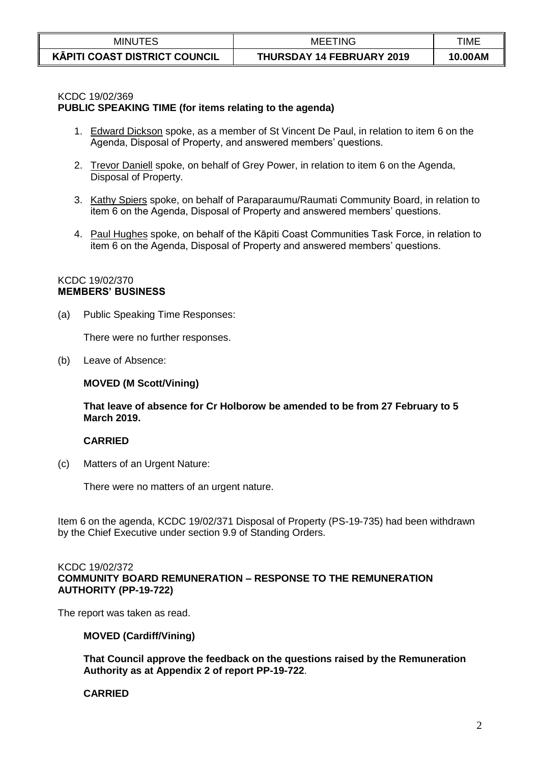KCDC 19/02/369
**PUBLIC SPEAKING TIME (for items relating to the agenda)**

1. Edward Dickson spoke, as a member of St Vincent De Paul, in relation to item 6 on the Agenda, Disposal of Property, and answered members' questions.

2. Trevor Daniell spoke, on behalf of Grey Power, in relation to item 6 on the Agenda, Disposal of Property.

3. Kathy Spiers spoke, on behalf of Paraparaumu/Raumati Community Board, in relation to item 6 on the Agenda, Disposal of Property and answered members' questions.

4. Paul Hughes spoke, on behalf of the Kāpiti Coast Communities Task Force, in relation to item 6 on the Agenda, Disposal of Property and answered members' questions.

KCDC 19/02/370
**MEMBERS' BUSINESS**

(a) Public Speaking Time Responses:

There were no further responses.

(b) Leave of Absence:

**MOVED (M Scott/Vining)**

**That leave of absence for Cr Holborow be amended to be from 27 February to 5 March 2019.**

**CARRIED**

(c) Matters of an Urgent Nature:

There were no matters of an urgent nature.

Item 6 on the agenda, KCDC 19/02/371 Disposal of Property (PS-19-735) had been withdrawn by the Chief Executive under section 9.9 of Standing Orders.

KCDC 19/02/372
**COMMUNITY BOARD REMUNERATION – RESPONSE TO THE REMUNERATION AUTHORITY (PP-19-722)**

The report was taken as read.

**MOVED (Cardiff/Vining)**

**That Council approve the feedback on the questions raised by the Remuneration Authority as at Appendix 2 of report PP-19-722**.

**CARRIED**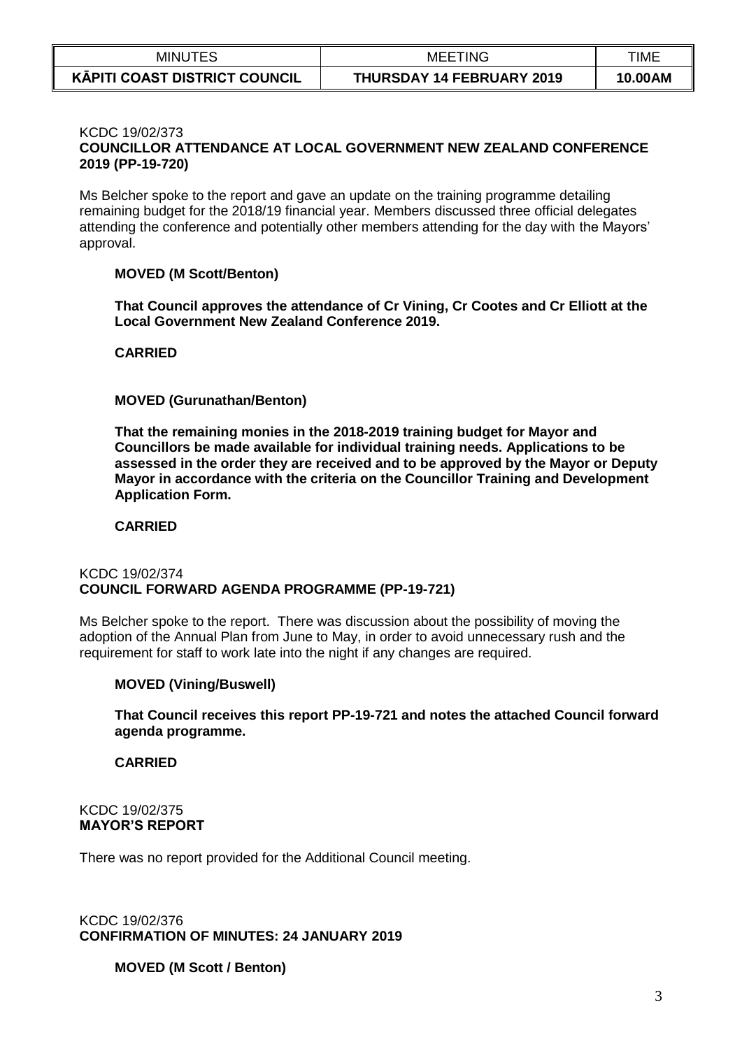KCDC 19/02/373
**COUNCILLOR ATTENDANCE AT LOCAL GOVERNMENT NEW ZEALAND CONFERENCE 2019 (PP-19-720)**

Ms Belcher spoke to the report and gave an update on the training programme detailing remaining budget for the 2018/19 financial year. Members discussed three official delegates attending the conference and potentially other members attending for the day with the Mayors' approval.

**MOVED (M Scott/Benton)**

**That Council approves the attendance of Cr Vining, Cr Cootes and Cr Elliott at the Local Government New Zealand Conference 2019.**

**CARRIED**

**MOVED (Gurunathan/Benton)**

**That the remaining monies in the 2018-2019 training budget for Mayor and Councillors be made available for individual training needs. Applications to be assessed in the order they are received and to be approved by the Mayor or Deputy Mayor in accordance with the criteria on the Councillor Training and Development Application Form.**

**CARRIED**

KCDC 19/02/374
**COUNCIL FORWARD AGENDA PROGRAMME (PP-19-721)**

Ms Belcher spoke to the report. There was discussion about the possibility of moving the adoption of the Annual Plan from June to May, in order to avoid unnecessary rush and the requirement for staff to work late into the night if any changes are required.

**MOVED (Vining/Buswell)**

**That Council receives this report PP-19-721 and notes the attached Council forward agenda programme.**

**CARRIED**

KCDC 19/02/375
**MAYOR'S REPORT**

There was no report provided for the Additional Council meeting.

KCDC 19/02/376
**CONFIRMATION OF MINUTES: 24 JANUARY 2019**

**MOVED (M Scott / Benton)**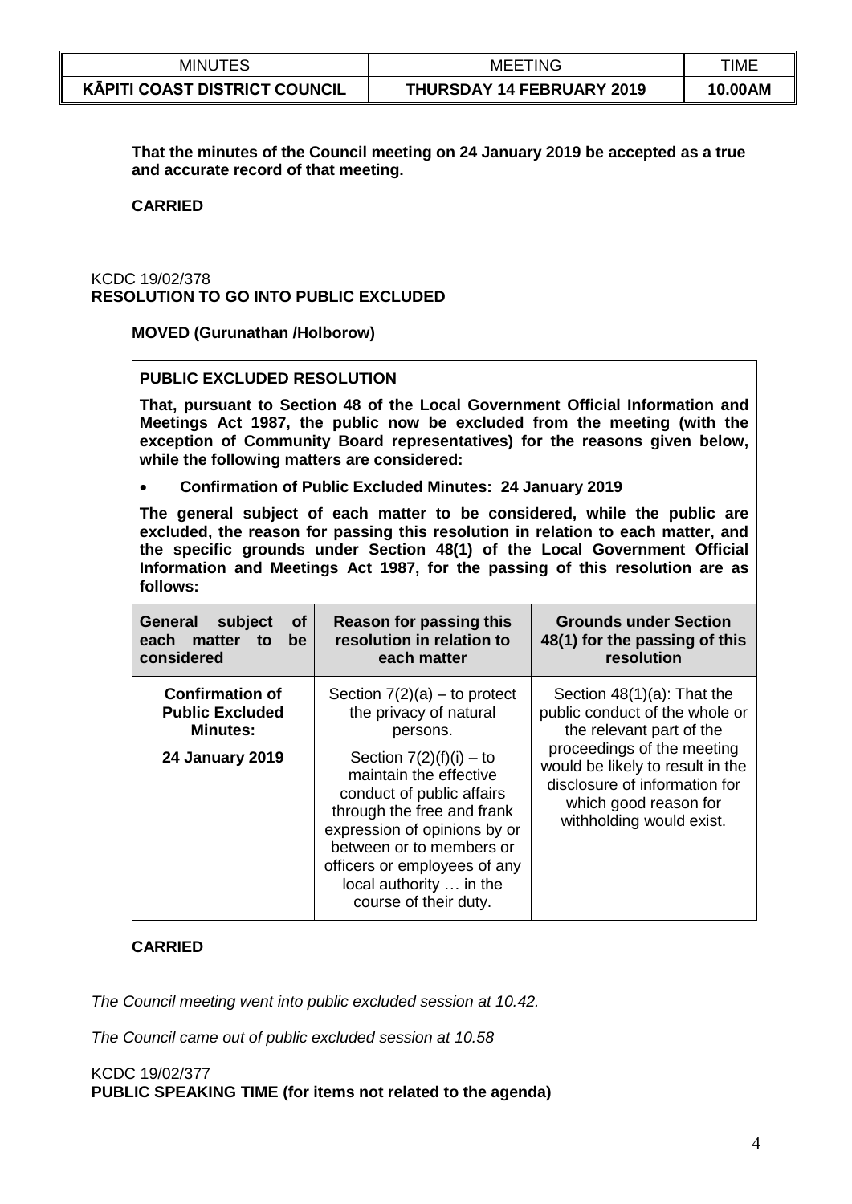**That the minutes of the Council meeting on 24 January 2019 be accepted as a true and accurate record of that meeting.**

**CARRIED**

KCDC 19/02/378
**RESOLUTION TO GO INTO PUBLIC EXCLUDED**

**MOVED (Gurunathan /Holborow)**

**PUBLIC EXCLUDED RESOLUTION**

**That, pursuant to Section 48 of the Local Government Official Information and Meetings Act 1987, the public now be excluded from the meeting (with the exception of Community Board representatives) for the reasons given below, while the following matters are considered:**

- **Confirmation of Public Excluded Minutes: 24 January 2019**

**The general subject of each matter to be considered, while the public are excluded, the reason for passing this resolution in relation to each matter, and the specific grounds under Section 48(1) of the Local Government Official Information and Meetings Act 1987, for the passing of this resolution are as follows:**

| General subject of each matter to be considered | Reason for passing this resolution in relation to each matter | Grounds under Section 48(1) for the passing of this resolution |
|---|---|---|
| **Confirmation of Public Excluded Minutes:** **24 January 2019** | Section 7(2)(a) – to protect the privacy of natural persons. Section 7(2)(f)(i) – to maintain the effective conduct of public affairs through the free and frank expression of opinions by or between or to members or officers or employees of any local authority … in the course of their duty. | Section 48(1)(a): That the public conduct of the whole or the relevant part of the proceedings of the meeting would be likely to result in the disclosure of information for which good reason for withholding would exist. |

**CARRIED**

*The Council meeting went into public excluded session at 10.42.*

*The Council came out of public excluded session at 10.58*

KCDC 19/02/377
**PUBLIC SPEAKING TIME (for items not related to the agenda)**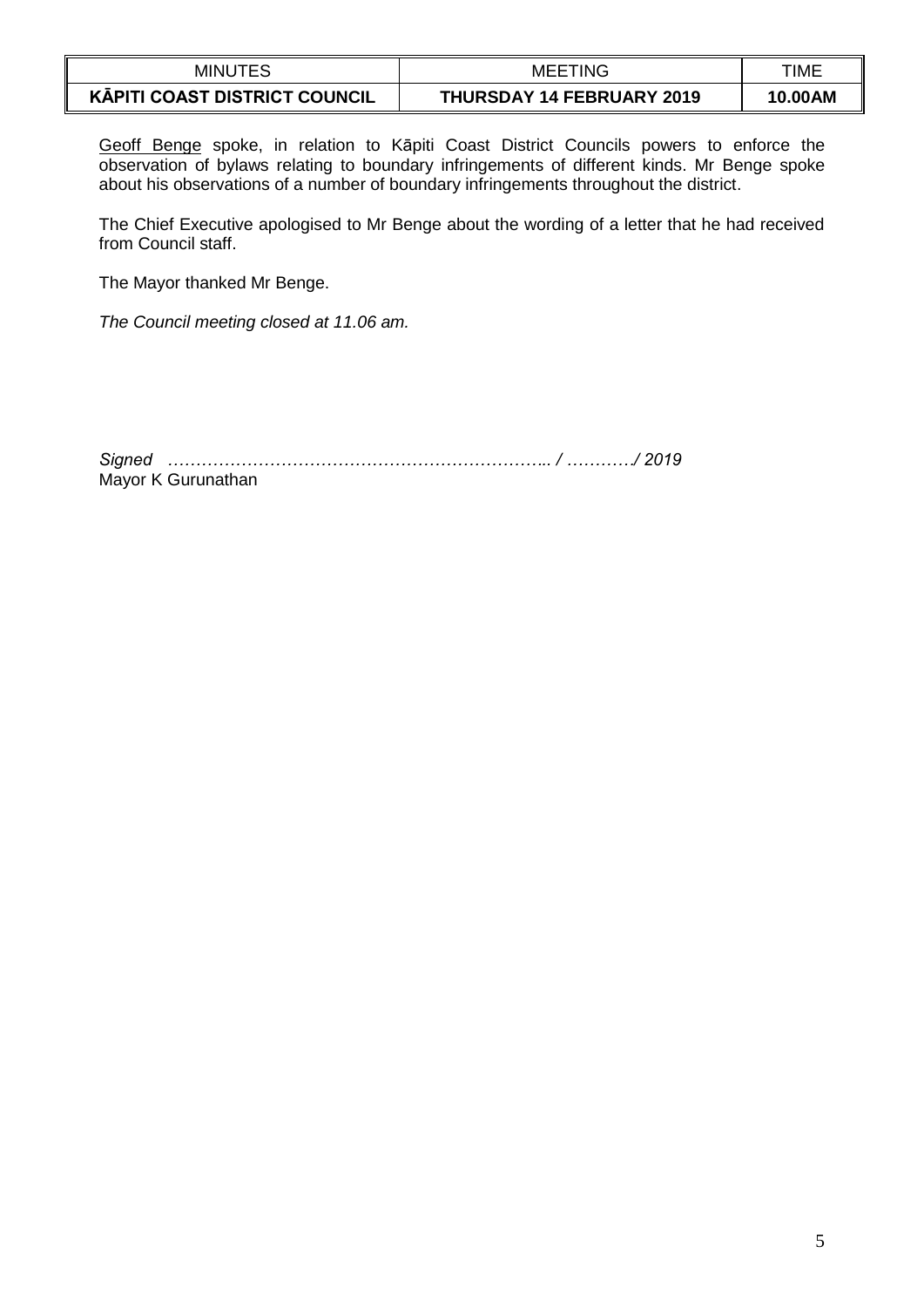Geoff Benge spoke, in relation to Kāpiti Coast District Councils powers to enforce the observation of bylaws relating to boundary infringements of different kinds. Mr Benge spoke about his observations of a number of boundary infringements throughout the district.

The Chief Executive apologised to Mr Benge about the wording of a letter that he had received from Council staff.

The Mayor thanked Mr Benge.

*The Council meeting closed at 11.06 am.*

*Signed …………………………………………………………... / …………/ 2019*
Mayor K Gurunathan